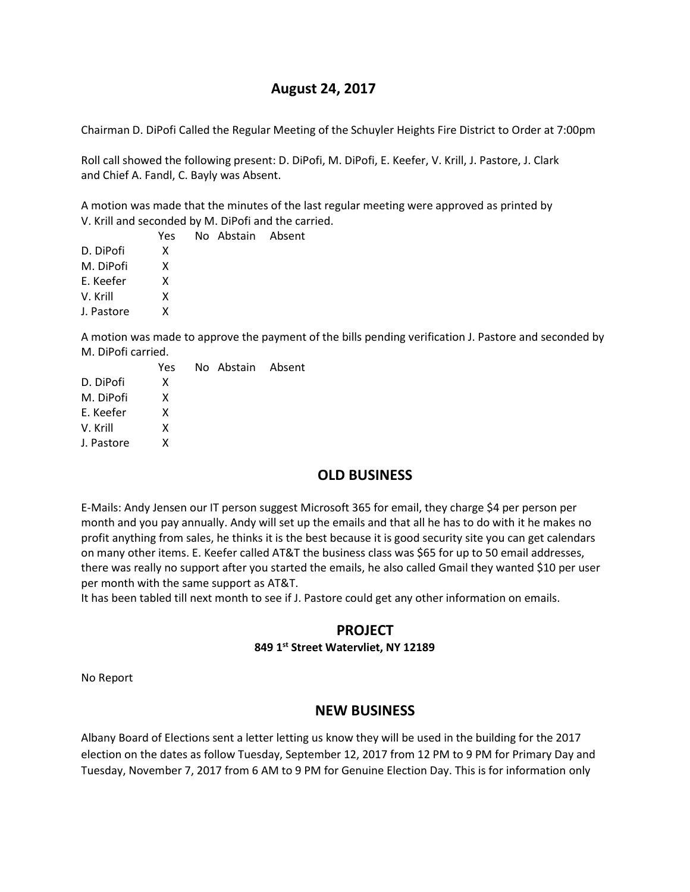# August 24, 2017

Chairman D. DiPofi Called the Regular Meeting of the Schuyler Heights Fire District to Order at 7:00pm

Roll call showed the following present: D. DiPofi, M. DiPofi, E. Keefer, V. Krill, J. Pastore, J. Clark and Chief A. Fandl, C. Bayly was Absent.

A motion was made that the minutes of the last regular meeting were approved as printed by V. Krill and seconded by M. DiPofi and the carried.

| | Yes | No | Abstain | Absent |
|---|---|---|---|---|
| D. DiPofi | X | | | |
| M. DiPofi | X | | | |
| E. Keefer | X | | | |
| V. Krill | X | | | |
| J. Pastore | X | | | |

A motion was made to approve the payment of the bills pending verification J. Pastore and seconded by M. DiPofi carried.

| | Yes | No | Abstain | Absent |
|---|---|---|---|---|
| D. DiPofi | X | | | |
| M. DiPofi | X | | | |
| E. Keefer | X | | | |
| V. Krill | X | | | |
| J. Pastore | X | | | |

## OLD BUSINESS

E-Mails: Andy Jensen our IT person suggest Microsoft 365 for email, they charge $4 per person per month and you pay annually. Andy will set up the emails and that all he has to do with it he makes no profit anything from sales, he thinks it is the best because it is good security site you can get calendars on many other items. E. Keefer called AT&T the business class was $65 for up to 50 email addresses, there was really no support after you started the emails, he also called Gmail they wanted $10 per user per month with the same support as AT&T.
It has been tabled till next month to see if J. Pastore could get any other information on emails.

## PROJECT

**849 1st Street Watervliet, NY 12189**

No Report

## NEW BUSINESS

Albany Board of Elections sent a letter letting us know they will be used in the building for the 2017 election on the dates as follow Tuesday, September 12, 2017 from 12 PM to 9 PM for Primary Day and Tuesday, November 7, 2017 from 6 AM to 9 PM for Genuine Election Day. This is for information only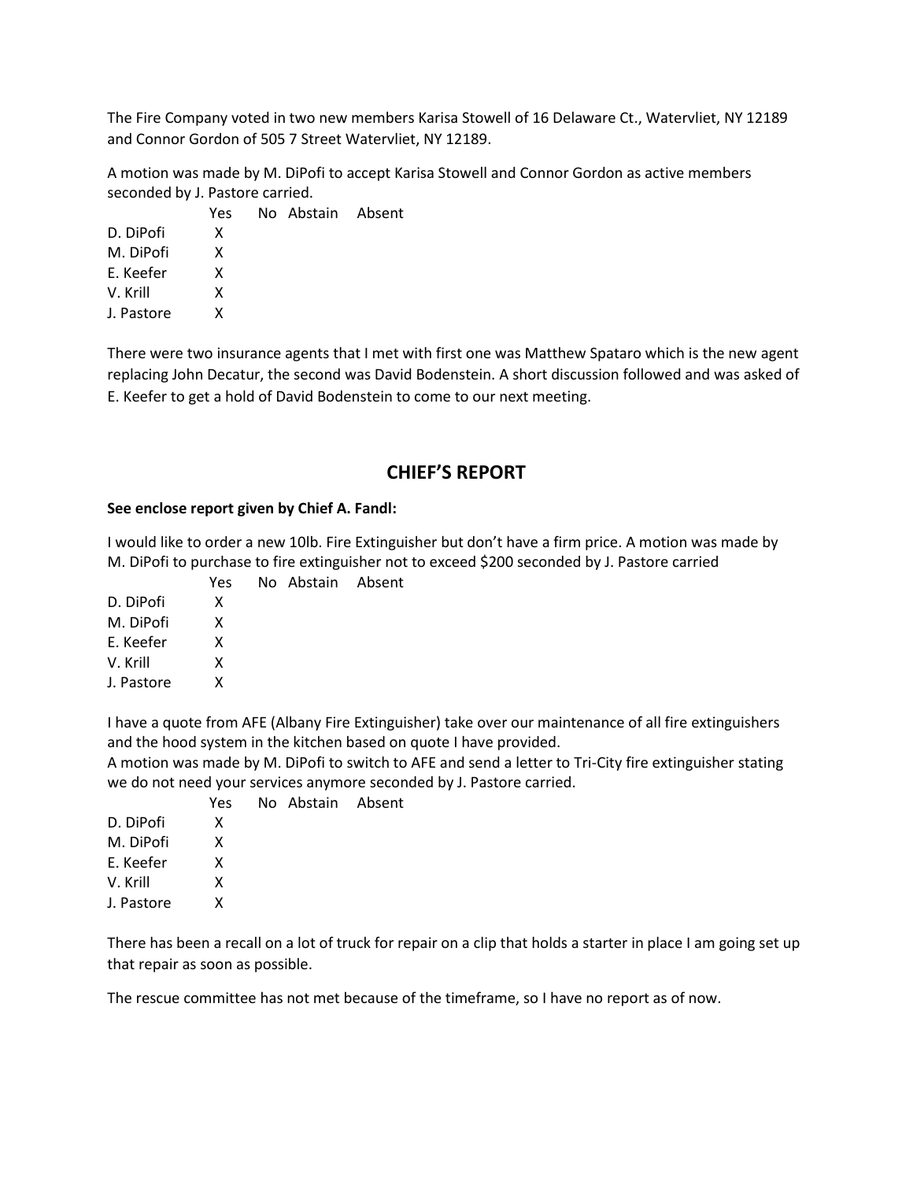The Fire Company voted in two new members Karisa Stowell of 16 Delaware Ct., Watervliet, NY 12189 and Connor Gordon of 505 7 Street Watervliet, NY 12189.

A motion was made by M. DiPofi to accept Karisa Stowell and Connor Gordon as active members seconded by J. Pastore carried.

| | Yes | No | Abstain | Absent |
|---|---|---|---|---|
| D. DiPofi | X | | | |
| M. DiPofi | X | | | |
| E. Keefer | X | | | |
| V. Krill | X | | | |
| J. Pastore | X | | | |

There were two insurance agents that I met with first one was Matthew Spataro which is the new agent replacing John Decatur, the second was David Bodenstein. A short discussion followed and was asked of E. Keefer to get a hold of David Bodenstein to come to our next meeting.

## CHIEF'S REPORT

**See enclose report given by Chief A. Fandl:**

I would like to order a new 10lb. Fire Extinguisher but don't have a firm price. A motion was made by M. DiPofi to purchase to fire extinguisher not to exceed $200 seconded by J. Pastore carried

| | Yes | No | Abstain | Absent |
|---|---|---|---|---|
| D. DiPofi | X | | | |
| M. DiPofi | X | | | |
| E. Keefer | X | | | |
| V. Krill | X | | | |
| J. Pastore | X | | | |

I have a quote from AFE (Albany Fire Extinguisher) take over our maintenance of all fire extinguishers and the hood system in the kitchen based on quote I have provided.
A motion was made by M. DiPofi to switch to AFE and send a letter to Tri-City fire extinguisher stating we do not need your services anymore seconded by J. Pastore carried.

| | Yes | No | Abstain | Absent |
|---|---|---|---|---|
| D. DiPofi | X | | | |
| M. DiPofi | X | | | |
| E. Keefer | X | | | |
| V. Krill | X | | | |
| J. Pastore | X | | | |

There has been a recall on a lot of truck for repair on a clip that holds a starter in place I am going set up that repair as soon as possible.

The rescue committee has not met because of the timeframe, so I have no report as of now.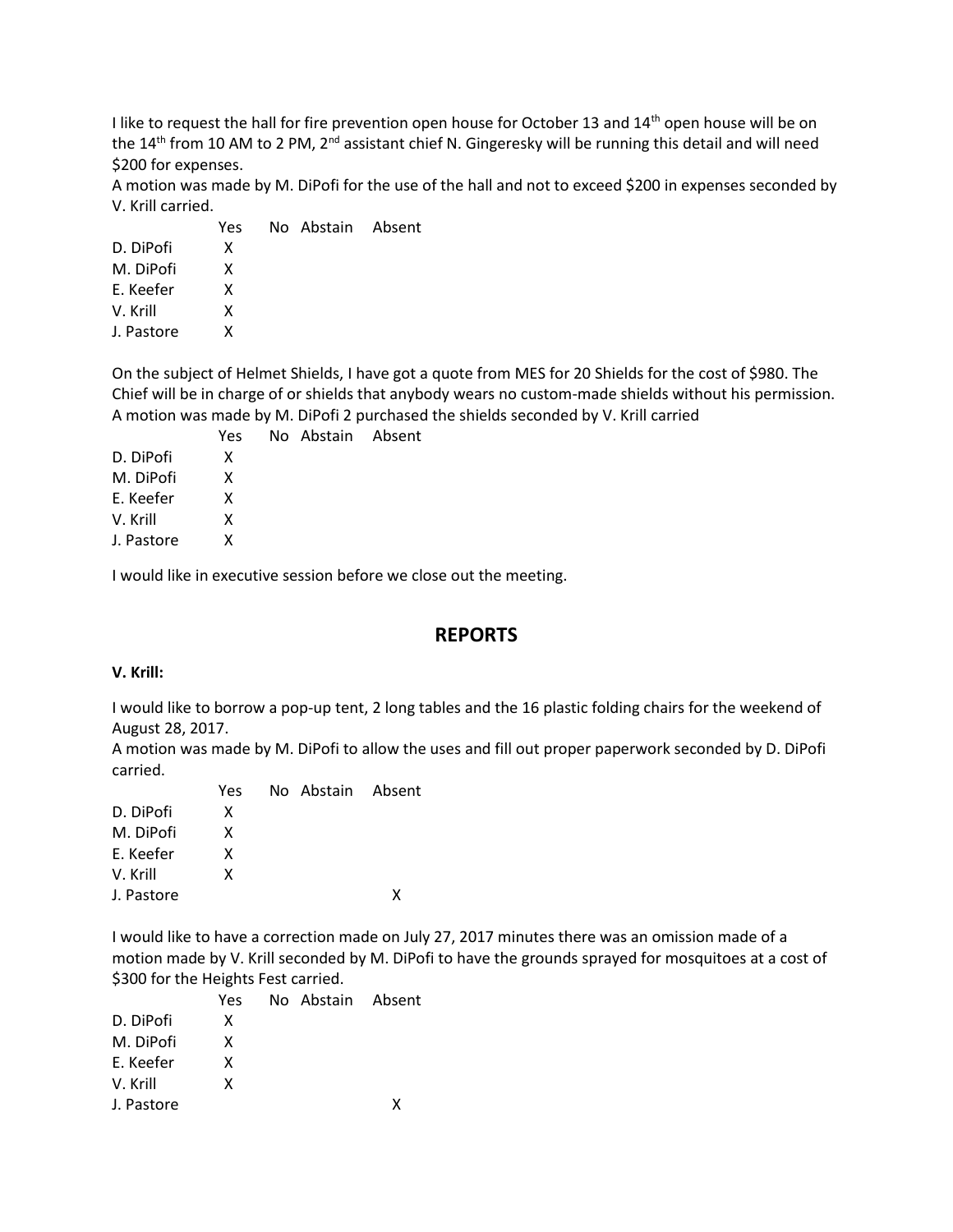I like to request the hall for fire prevention open house for October 13 and 14th open house will be on the 14th from 10 AM to 2 PM, 2nd assistant chief N. Gingeresky will be running this detail and will need $200 for expenses.

A motion was made by M. DiPofi for the use of the hall and not to exceed $200 in expenses seconded by V. Krill carried.

| | Yes | No | Abstain | Absent |
|---|---|---|---|---|
| D. DiPofi | X | | | |
| M. DiPofi | X | | | |
| E. Keefer | X | | | |
| V. Krill | X | | | |
| J. Pastore | X | | | |

On the subject of Helmet Shields, I have got a quote from MES for 20 Shields for the cost of $980. The Chief will be in charge of or shields that anybody wears no custom-made shields without his permission.

A motion was made by M. DiPofi 2 purchased the shields seconded by V. Krill carried

| | Yes | No | Abstain | Absent |
|---|---|---|---|---|
| D. DiPofi | X | | | |
| M. DiPofi | X | | | |
| E. Keefer | X | | | |
| V. Krill | X | | | |
| J. Pastore | X | | | |

I would like in executive session before we close out the meeting.

## REPORTS

**V. Krill:**

I would like to borrow a pop-up tent, 2 long tables and the 16 plastic folding chairs for the weekend of August 28, 2017.

A motion was made by M. DiPofi to allow the uses and fill out proper paperwork seconded by D. DiPofi carried.

| | Yes | No | Abstain | Absent |
|---|---|---|---|---|
| D. DiPofi | X | | | |
| M. DiPofi | X | | | |
| E. Keefer | X | | | |
| V. Krill | X | | | |
| J. Pastore | | | | X |

I would like to have a correction made on July 27, 2017 minutes there was an omission made of a motion made by V. Krill seconded by M. DiPofi to have the grounds sprayed for mosquitoes at a cost of $300 for the Heights Fest carried.

| | Yes | No | Abstain | Absent |
|---|---|---|---|---|
| D. DiPofi | X | | | |
| M. DiPofi | X | | | |
| E. Keefer | X | | | |
| V. Krill | X | | | |
| J. Pastore | | | | X |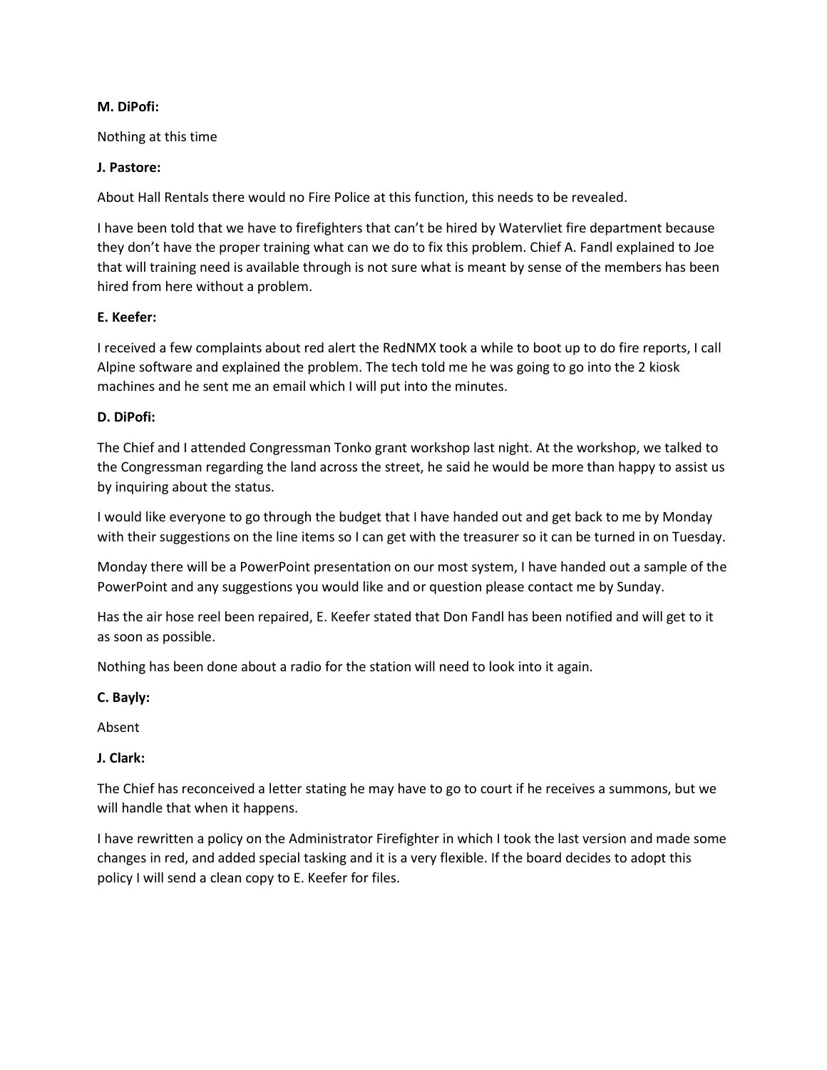**M. DiPofi:**

Nothing at this time

**J. Pastore:**

About Hall Rentals there would no Fire Police at this function, this needs to be revealed.

I have been told that we have to firefighters that can't be hired by Watervliet fire department because they don't have the proper training what can we do to fix this problem. Chief A. Fandl explained to Joe that will training need is available through is not sure what is meant by sense of the members has been hired from here without a problem.

**E. Keefer:**

I received a few complaints about red alert the RedNMX took a while to boot up to do fire reports, I call Alpine software and explained the problem. The tech told me he was going to go into the 2 kiosk machines and he sent me an email which I will put into the minutes.

**D. DiPofi:**

The Chief and I attended Congressman Tonko grant workshop last night. At the workshop, we talked to the Congressman regarding the land across the street, he said he would be more than happy to assist us by inquiring about the status.

I would like everyone to go through the budget that I have handed out and get back to me by Monday with their suggestions on the line items so I can get with the treasurer so it can be turned in on Tuesday.

Monday there will be a PowerPoint presentation on our most system, I have handed out a sample of the PowerPoint and any suggestions you would like and or question please contact me by Sunday.

Has the air hose reel been repaired, E. Keefer stated that Don Fandl has been notified and will get to it as soon as possible.

Nothing has been done about a radio for the station will need to look into it again.

**C. Bayly:**

Absent

**J. Clark:**

The Chief has reconceived a letter stating he may have to go to court if he receives a summons, but we will handle that when it happens.

I have rewritten a policy on the Administrator Firefighter in which I took the last version and made some changes in red, and added special tasking and it is a very flexible. If the board decides to adopt this policy I will send a clean copy to E. Keefer for files.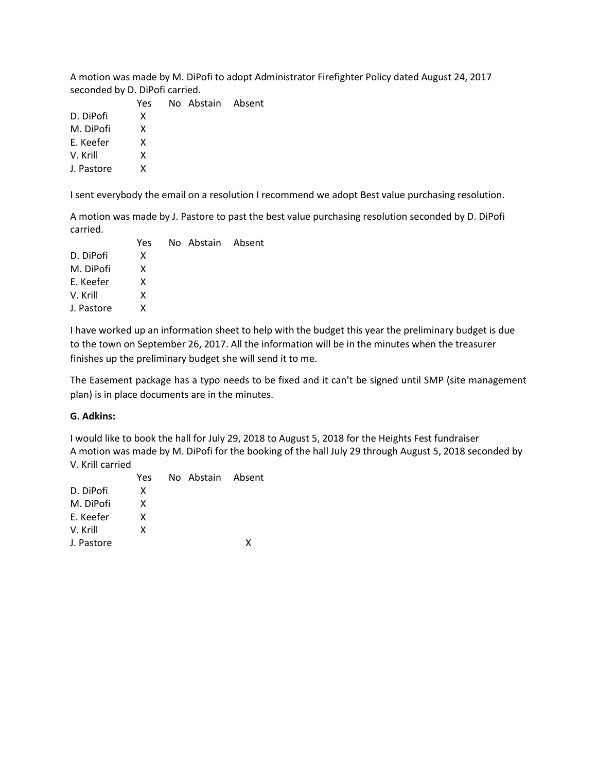A motion was made by M. DiPofi to adopt Administrator Firefighter Policy dated August 24, 2017 seconded by D. DiPofi carried.

| | Yes | No | Abstain | Absent |
|---|---|---|---|---|
| D. DiPofi | X | | | |
| M. DiPofi | X | | | |
| E. Keefer | X | | | |
| V. Krill | X | | | |
| J. Pastore | X | | | |

I sent everybody the email on a resolution I recommend we adopt Best value purchasing resolution.

A motion was made by J. Pastore to past the best value purchasing resolution seconded by D. DiPofi carried.

| | Yes | No | Abstain | Absent |
|---|---|---|---|---|
| D. DiPofi | X | | | |
| M. DiPofi | X | | | |
| E. Keefer | X | | | |
| V. Krill | X | | | |
| J. Pastore | X | | | |

I have worked up an information sheet to help with the budget this year the preliminary budget is due to the town on September 26, 2017. All the information will be in the minutes when the treasurer finishes up the preliminary budget she will send it to me.

The Easement package has a typo needs to be fixed and it can't be signed until SMP (site management plan) is in place documents are in the minutes.

**G. Adkins:**

I would like to book the hall for July 29, 2018 to August 5, 2018 for the Heights Fest fundraiser
A motion was made by M. DiPofi for the booking of the hall July 29 through August 5, 2018 seconded by V. Krill carried

| | Yes | No | Abstain | Absent |
|---|---|---|---|---|
| D. DiPofi | X | | | |
| M. DiPofi | X | | | |
| E. Keefer | X | | | |
| V. Krill | X | | | |
| J. Pastore | | | | X |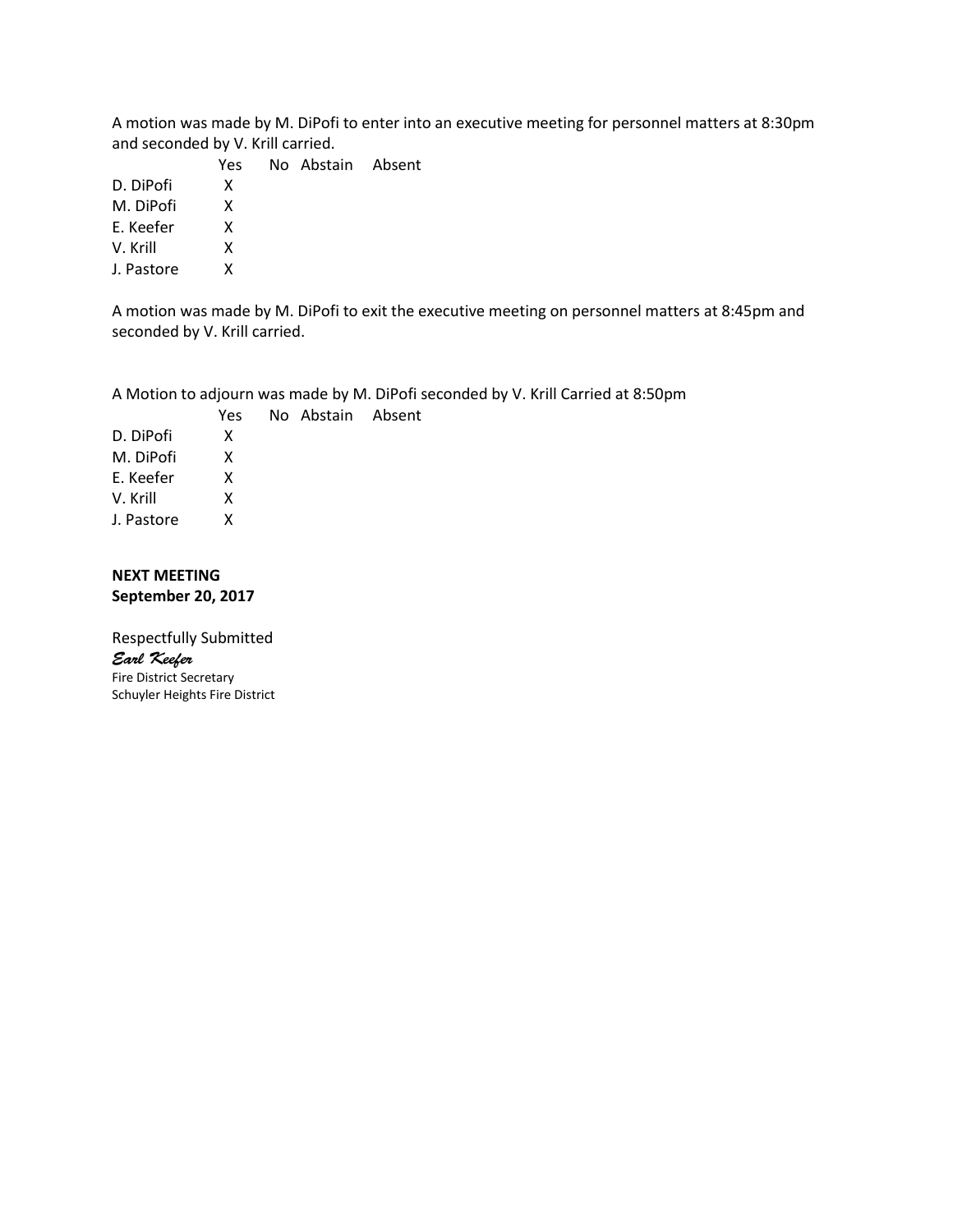A motion was made by M. DiPofi to enter into an executive meeting for personnel matters at 8:30pm and seconded by V. Krill carried.

| | Yes | No | Abstain | Absent |
|---|---|---|---|---|
| D. DiPofi | X | | | |
| M. DiPofi | X | | | |
| E. Keefer | X | | | |
| V. Krill | X | | | |
| J. Pastore | X | | | |

A motion was made by M. DiPofi to exit the executive meeting on personnel matters at 8:45pm and seconded by V. Krill carried.

A Motion to adjourn was made by M. DiPofi seconded by V. Krill Carried at 8:50pm

| | Yes | No | Abstain | Absent |
|---|---|---|---|---|
| D. DiPofi | X | | | |
| M. DiPofi | X | | | |
| E. Keefer | X | | | |
| V. Krill | X | | | |
| J. Pastore | X | | | |

**NEXT MEETING**
**September 20, 2017**

Respectfully Submitted
*Earl Keefer*
Fire District Secretary
Schuyler Heights Fire District